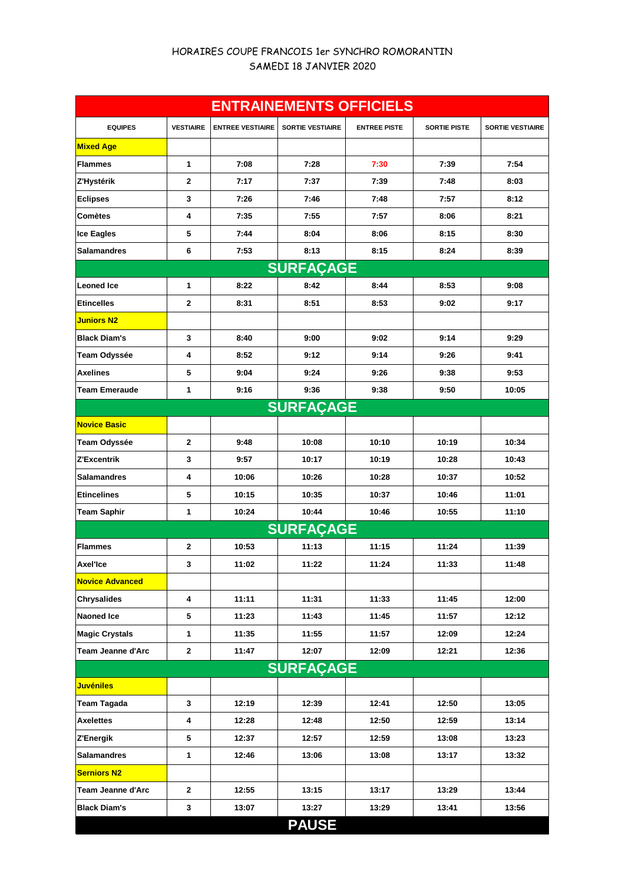HORAIRES COUPE FRANCOIS 1er SYNCHRO ROMORANTIN

SAMEDI 18 JANVIER 2020

| ENTRAINEMENTS OFFICIELS | | | | | | |
|---|---|---|---|---|---|---|
| EQUIPES | VESTIAIRE | ENTREE VESTIAIRE | SORTIE VESTIAIRE | ENTREE PISTE | SORTIE PISTE | SORTIE VESTIAIRE |
| **Mixed Age** | | | | | | |
| Flammes | 1 | 7:08 | 7:28 | 7:30 | 7:39 | 7:54 |
| Z'Hystérik | 2 | 7:17 | 7:37 | 7:39 | 7:48 | 8:03 |
| Eclipses | 3 | 7:26 | 7:46 | 7:48 | 7:57 | 8:12 |
| Comètes | 4 | 7:35 | 7:55 | 7:57 | 8:06 | 8:21 |
| Ice Eagles | 5 | 7:44 | 8:04 | 8:06 | 8:15 | 8:30 |
| Salamandres | 6 | 7:53 | 8:13 | 8:15 | 8:24 | 8:39 |
| **SURFAÇAGE** | | | | | | |
| Leoned Ice | 1 | 8:22 | 8:42 | 8:44 | 8:53 | 9:08 |
| Etincelles | 2 | 8:31 | 8:51 | 8:53 | 9:02 | 9:17 |
| **Juniors N2** | | | | | | |
| Black Diam's | 3 | 8:40 | 9:00 | 9:02 | 9:14 | 9:29 |
| Team Odyssée | 4 | 8:52 | 9:12 | 9:14 | 9:26 | 9:41 |
| Axelines | 5 | 9:04 | 9:24 | 9:26 | 9:38 | 9:53 |
| Team Emeraude | 1 | 9:16 | 9:36 | 9:38 | 9:50 | 10:05 |
| **SURFAÇAGE** | | | | | | |
| **Novice Basic** | | | | | | |
| Team Odyssée | 2 | 9:48 | 10:08 | 10:10 | 10:19 | 10:34 |
| Z'Excentrik | 3 | 9:57 | 10:17 | 10:19 | 10:28 | 10:43 |
| Salamandres | 4 | 10:06 | 10:26 | 10:28 | 10:37 | 10:52 |
| Etincelines | 5 | 10:15 | 10:35 | 10:37 | 10:46 | 11:01 |
| Team Saphir | 1 | 10:24 | 10:44 | 10:46 | 10:55 | 11:10 |
| **SURFAÇAGE** | | | | | | |
| Flammes | 2 | 10:53 | 11:13 | 11:15 | 11:24 | 11:39 |
| Axel'Ice | 3 | 11:02 | 11:22 | 11:24 | 11:33 | 11:48 |
| **Novice Advanced** | | | | | | |
| Chrysalides | 4 | 11:11 | 11:31 | 11:33 | 11:45 | 12:00 |
| Naoned Ice | 5 | 11:23 | 11:43 | 11:45 | 11:57 | 12:12 |
| Magic Crystals | 1 | 11:35 | 11:55 | 11:57 | 12:09 | 12:24 |
| Team Jeanne d'Arc | 2 | 11:47 | 12:07 | 12:09 | 12:21 | 12:36 |
| **SURFAÇAGE** | | | | | | |
| **Juvéniles** | | | | | | |
| Team Tagada | 3 | 12:19 | 12:39 | 12:41 | 12:50 | 13:05 |
| Axelettes | 4 | 12:28 | 12:48 | 12:50 | 12:59 | 13:14 |
| Z'Energik | 5 | 12:37 | 12:57 | 12:59 | 13:08 | 13:23 |
| Salamandres | 1 | 12:46 | 13:06 | 13:08 | 13:17 | 13:32 |
| **Serniors N2** | | | | | | |
| Team Jeanne d'Arc | 2 | 12:55 | 13:15 | 13:17 | 13:29 | 13:44 |
| Black Diam's | 3 | 13:07 | 13:27 | 13:29 | 13:41 | 13:56 |
| **PAUSE** | | | | | | |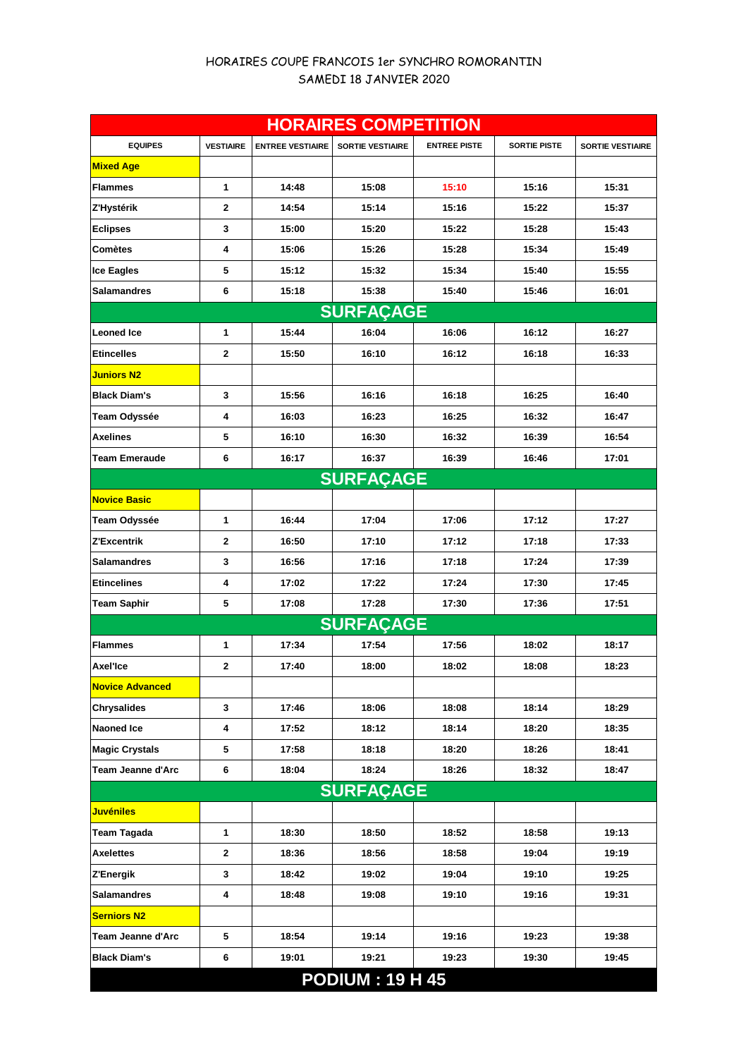HORAIRES COUPE FRANCOIS 1er SYNCHRO ROMORANTIN

SAMEDI 18 JANVIER 2020

| HORAIRES COMPETITION | | | | | | |
|---|---|---|---|---|---|---|
| **EQUIPES** | **VESTIAIRE** | **ENTREE VESTIAIRE** | **SORTIE VESTIAIRE** | **ENTREE PISTE** | **SORTIE PISTE** | **SORTIE VESTIAIRE** |
| **Mixed Age** | | | | | | |
| **Flammes** | **1** | **14:48** | **15:08** | **15:10** | **15:16** | **15:31** |
| **Z'Hystérik** | **2** | **14:54** | **15:14** | **15:16** | **15:22** | **15:37** |
| **Eclipses** | **3** | **15:00** | **15:20** | **15:22** | **15:28** | **15:43** |
| **Comètes** | **4** | **15:06** | **15:26** | **15:28** | **15:34** | **15:49** |
| **Ice Eagles** | **5** | **15:12** | **15:32** | **15:34** | **15:40** | **15:55** |
| **Salamandres** | **6** | **15:18** | **15:38** | **15:40** | **15:46** | **16:01** |
| **SURFAÇAGE** | | | | | | |
| **Leoned Ice** | **1** | **15:44** | **16:04** | **16:06** | **16:12** | **16:27** |
| **Etincelles** | **2** | **15:50** | **16:10** | **16:12** | **16:18** | **16:33** |
| **Juniors N2** | | | | | | |
| **Black Diam's** | **3** | **15:56** | **16:16** | **16:18** | **16:25** | **16:40** |
| **Team Odyssée** | **4** | **16:03** | **16:23** | **16:25** | **16:32** | **16:47** |
| **Axelines** | **5** | **16:10** | **16:30** | **16:32** | **16:39** | **16:54** |
| **Team Emeraude** | **6** | **16:17** | **16:37** | **16:39** | **16:46** | **17:01** |
| **SURFAÇAGE** | | | | | | |
| **Novice Basic** | | | | | | |
| **Team Odyssée** | **1** | **16:44** | **17:04** | **17:06** | **17:12** | **17:27** |
| **Z'Excentrik** | **2** | **16:50** | **17:10** | **17:12** | **17:18** | **17:33** |
| **Salamandres** | **3** | **16:56** | **17:16** | **17:18** | **17:24** | **17:39** |
| **Etincelines** | **4** | **17:02** | **17:22** | **17:24** | **17:30** | **17:45** |
| **Team Saphir** | **5** | **17:08** | **17:28** | **17:30** | **17:36** | **17:51** |
| **SURFAÇAGE** | | | | | | |
| **Flammes** | **1** | **17:34** | **17:54** | **17:56** | **18:02** | **18:17** |
| **Axel'Ice** | **2** | **17:40** | **18:00** | **18:02** | **18:08** | **18:23** |
| **Novice Advanced** | | | | | | |
| **Chrysalides** | **3** | **17:46** | **18:06** | **18:08** | **18:14** | **18:29** |
| **Naoned Ice** | **4** | **17:52** | **18:12** | **18:14** | **18:20** | **18:35** |
| **Magic Crystals** | **5** | **17:58** | **18:18** | **18:20** | **18:26** | **18:41** |
| **Team Jeanne d'Arc** | **6** | **18:04** | **18:24** | **18:26** | **18:32** | **18:47** |
| **SURFAÇAGE** | | | | | | |
| **Juvéniles** | | | | | | |
| **Team Tagada** | **1** | **18:30** | **18:50** | **18:52** | **18:58** | **19:13** |
| **Axelettes** | **2** | **18:36** | **18:56** | **18:58** | **19:04** | **19:19** |
| **Z'Energik** | **3** | **18:42** | **19:02** | **19:04** | **19:10** | **19:25** |
| **Salamandres** | **4** | **18:48** | **19:08** | **19:10** | **19:16** | **19:31** |
| **Serniors N2** | | | | | | |
| **Team Jeanne d'Arc** | **5** | **18:54** | **19:14** | **19:16** | **19:23** | **19:38** |
| **Black Diam's** | **6** | **19:01** | **19:21** | **19:23** | **19:30** | **19:45** |
| **PODIUM : 19 H 45** | | | | | | |